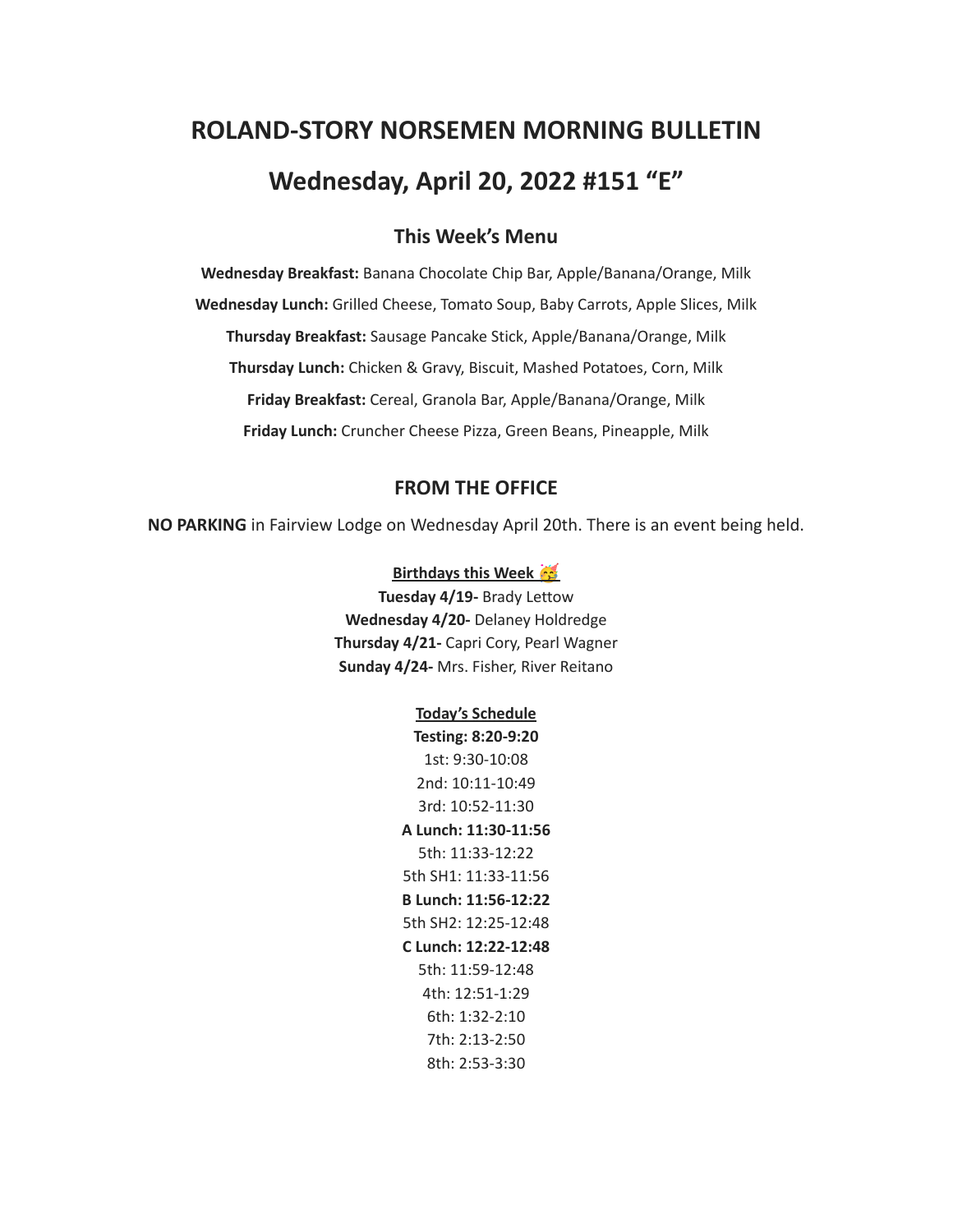# ROLAND-STORY NORSEMEN MORNING BULLETIN

# Wednesday, April 20, 2022 #151 "E"

## This Week's Menu

**Wednesday Breakfast:** Banana Chocolate Chip Bar, Apple/Banana/Orange, Milk

**Wednesday Lunch:** Grilled Cheese, Tomato Soup, Baby Carrots, Apple Slices, Milk

**Thursday Breakfast:** Sausage Pancake Stick, Apple/Banana/Orange, Milk

**Thursday Lunch:** Chicken & Gravy, Biscuit, Mashed Potatoes, Corn, Milk

**Friday Breakfast:** Cereal, Granola Bar, Apple/Banana/Orange, Milk

**Friday Lunch:** Cruncher Cheese Pizza, Green Beans, Pineapple, Milk

## FROM THE OFFICE

**NO PARKING** in Fairview Lodge on Wednesday April 20th. There is an event being held.

**Birthdays this Week 🥳**

**Tuesday 4/19-** Brady Lettow
**Wednesday 4/20-** Delaney Holdredge
**Thursday 4/21-** Capri Cory, Pearl Wagner
**Sunday 4/24-** Mrs. Fisher, River Reitano

**Today's Schedule**

**Testing: 8:20-9:20**
1st: 9:30-10:08
2nd: 10:11-10:49
3rd: 10:52-11:30
**A Lunch: 11:30-11:56**
5th: 11:33-12:22
5th SH1: 11:33-11:56
**B Lunch: 11:56-12:22**
5th SH2: 12:25-12:48
**C Lunch: 12:22-12:48**
5th: 11:59-12:48
4th: 12:51-1:29
6th: 1:32-2:10
7th: 2:13-2:50
8th: 2:53-3:30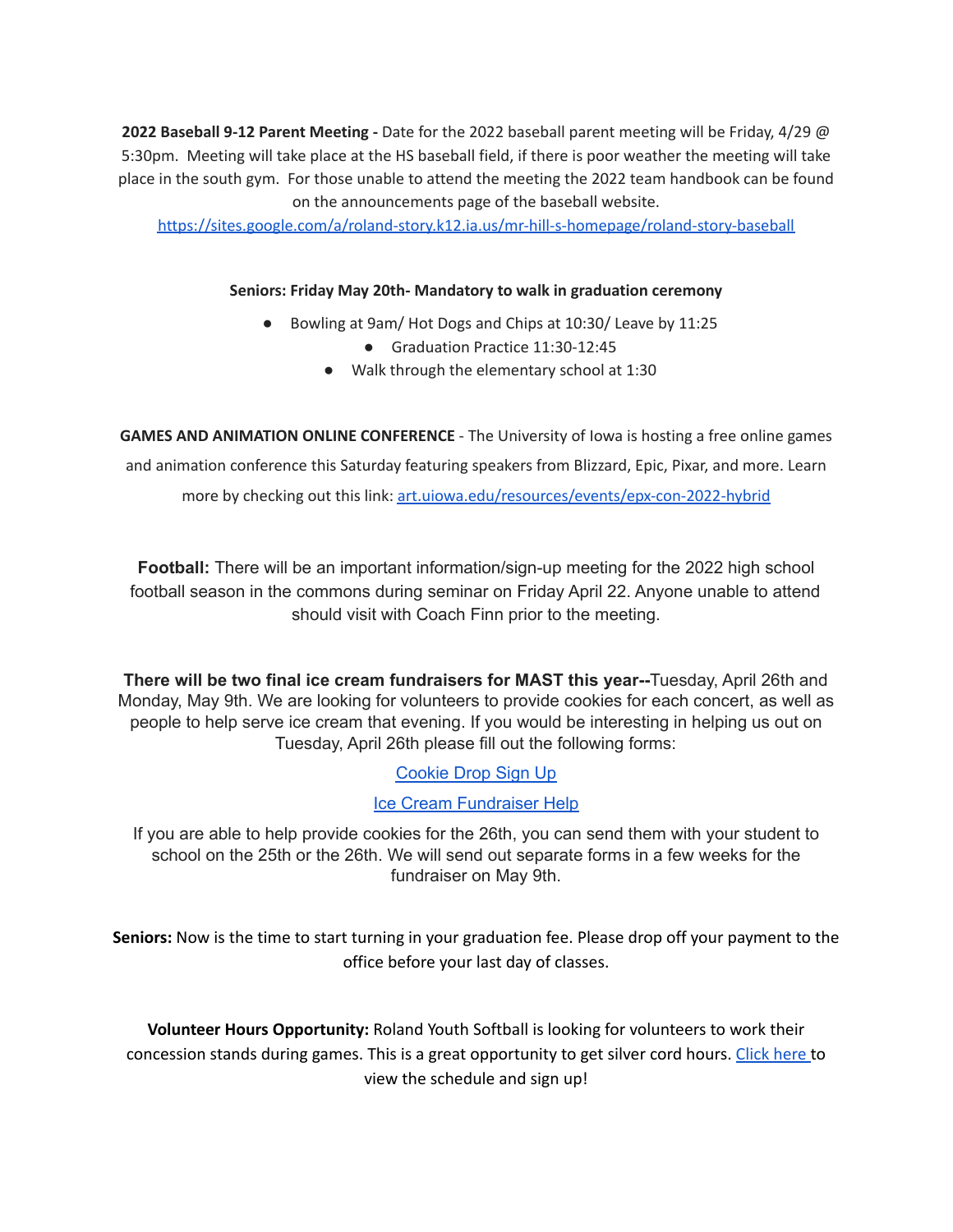**2022 Baseball 9-12 Parent Meeting -** Date for the 2022 baseball parent meeting will be Friday, 4/29 @ 5:30pm. Meeting will take place at the HS baseball field, if there is poor weather the meeting will take place in the south gym. For those unable to attend the meeting the 2022 team handbook can be found on the announcements page of the baseball website.
https://sites.google.com/a/roland-story.k12.ia.us/mr-hill-s-homepage/roland-story-baseball

**Seniors: Friday May 20th- Mandatory to walk in graduation ceremony**

- Bowling at 9am/ Hot Dogs and Chips at 10:30/ Leave by 11:25
- Graduation Practice 11:30-12:45
- Walk through the elementary school at 1:30

**GAMES AND ANIMATION ONLINE CONFERENCE** - The University of Iowa is hosting a free online games and animation conference this Saturday featuring speakers from Blizzard, Epic, Pixar, and more. Learn more by checking out this link: art.uiowa.edu/resources/events/epx-con-2022-hybrid

**Football:** There will be an important information/sign-up meeting for the 2022 high school football season in the commons during seminar on Friday April 22. Anyone unable to attend should visit with Coach Finn prior to the meeting.

**There will be two final ice cream fundraisers for MAST this year--**Tuesday, April 26th and Monday, May 9th. We are looking for volunteers to provide cookies for each concert, as well as people to help serve ice cream that evening. If you would be interesting in helping us out on Tuesday, April 26th please fill out the following forms:

Cookie Drop Sign Up

Ice Cream Fundraiser Help

If you are able to help provide cookies for the 26th, you can send them with your student to school on the 25th or the 26th. We will send out separate forms in a few weeks for the fundraiser on May 9th.

**Seniors:** Now is the time to start turning in your graduation fee. Please drop off your payment to the office before your last day of classes.

**Volunteer Hours Opportunity:** Roland Youth Softball is looking for volunteers to work their concession stands during games. This is a great opportunity to get silver cord hours. Click here to view the schedule and sign up!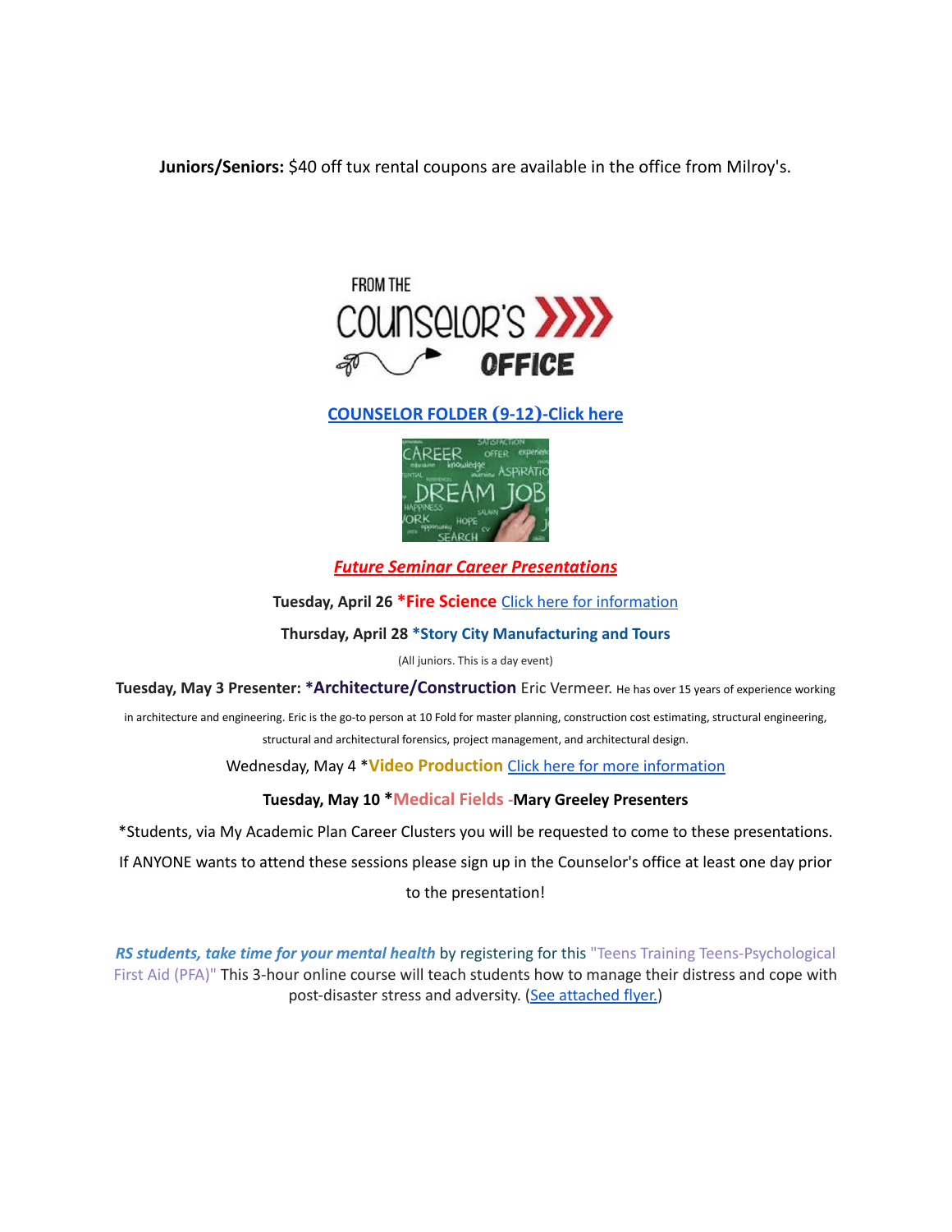**Juniors/Seniors:** $40 off tux rental coupons are available in the office from Milroy's.

FROM THE COUNSELOR'S OFFICE

[COUNSELOR FOLDER (9-12)-Click here]

***Future Seminar Career Presentations***

**Tuesday, April 26 *Fire Science** Click here for information

**Thursday, April 28 *Story City Manufacturing and Tours**

(All juniors. This is a day event)

**Tuesday, May 3 Presenter: *Architecture/Construction** Eric Vermeer. He has over 15 years of experience working in architecture and engineering. Eric is the go-to person at 10 Fold for master planning, construction cost estimating, structural engineering, structural and architectural forensics, project management, and architectural design.

Wednesday, May 4 ***Video Production** Click here for more information

**Tuesday, May 10 *Medical Fields -Mary Greeley Presenters**

*Students, via My Academic Plan Career Clusters you will be requested to come to these presentations. If ANYONE wants to attend these sessions please sign up in the Counselor's office at least one day prior to the presentation!

***RS students, take time for your mental health*** by registering for this "Teens Training Teens-Psychological First Aid (PFA)" This 3-hour online course will teach students how to manage their distress and cope with post-disaster stress and adversity. (See attached flyer.)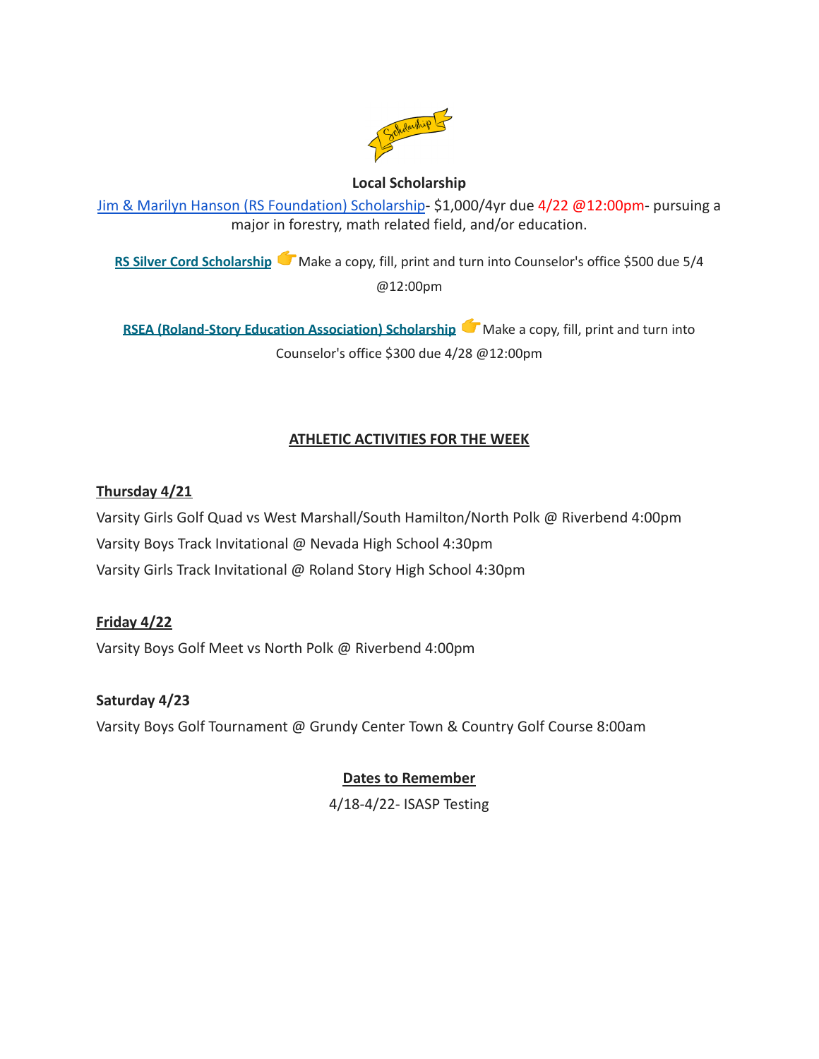**Local Scholarship**

Jim & Marilyn Hanson (RS Foundation) Scholarship- $1,000/4yr due 4/22 @12:00pm- pursuing a major in forestry, math related field, and/or education.

**RS Silver Cord Scholarship** 👉Make a copy, fill, print and turn into Counselor's office $500 due 5/4 @12:00pm

**RSEA (Roland-Story Education Association) Scholarship** 👉Make a copy, fill, print and turn into Counselor's office $300 due 4/28 @12:00pm

**ATHLETIC ACTIVITIES FOR THE WEEK**

**Thursday 4/21**

Varsity Girls Golf Quad vs West Marshall/South Hamilton/North Polk @ Riverbend 4:00pm

Varsity Boys Track Invitational @ Nevada High School 4:30pm

Varsity Girls Track Invitational @ Roland Story High School 4:30pm

**Friday 4/22**

Varsity Boys Golf Meet vs North Polk @ Riverbend 4:00pm

**Saturday 4/23**

Varsity Boys Golf Tournament @ Grundy Center Town & Country Golf Course 8:00am

**Dates to Remember**

4/18-4/22- ISASP Testing